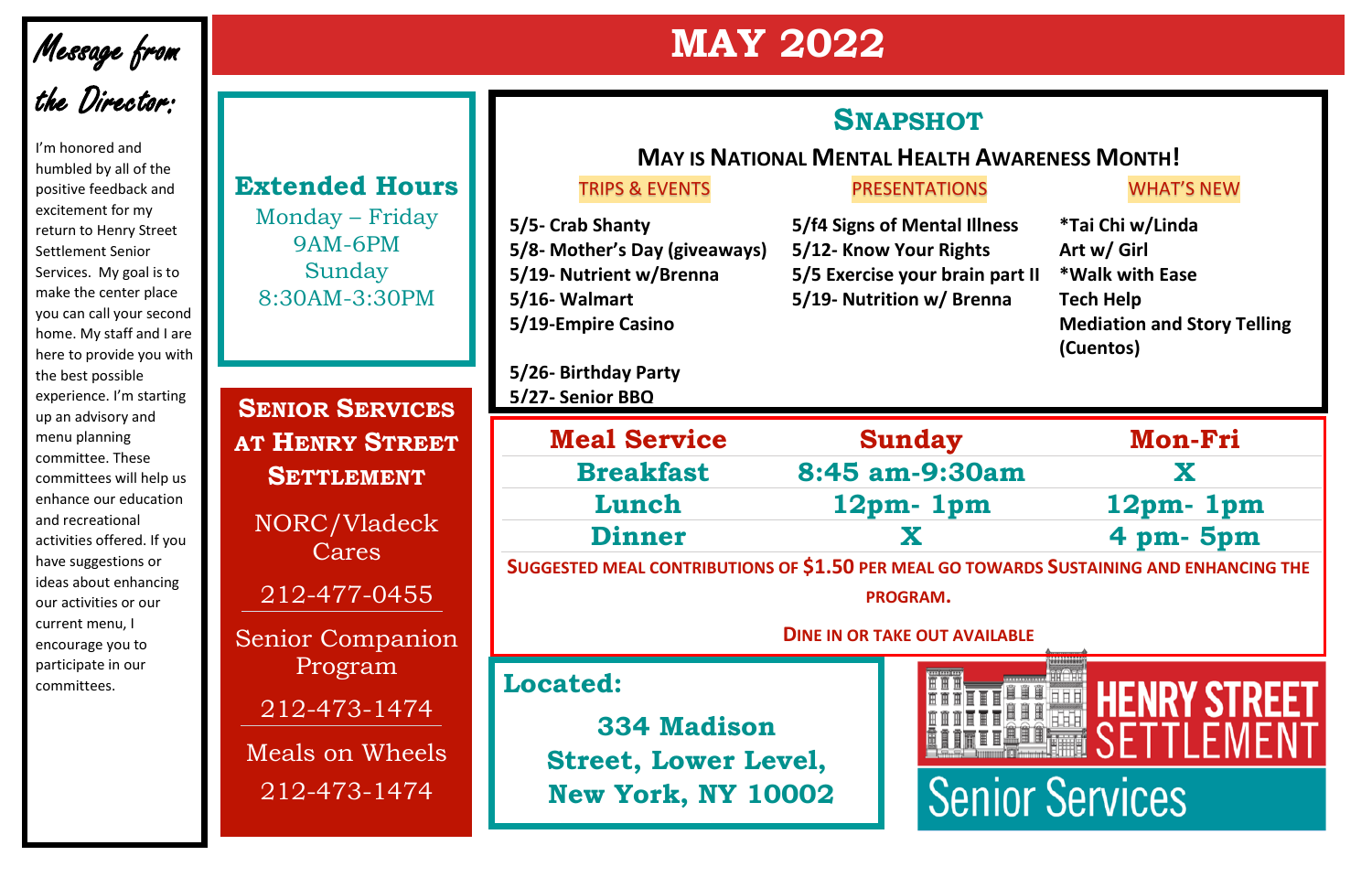# MAY 2022

## Message from the Director:

I'm honored and humbled by all of the positive feedback and excitement for my return to Henry Street Settlement Senior Services. My goal is to make the center place you can call your second home. My staff and I are here to provide you with the best possible experience. I'm starting up an advisory and menu planning committee. These committees will help us enhance our education and recreational activities offered. If you have suggestions or ideas about enhancing our activities or our current menu, I encourage you to participate in our committees.

## Extended Hours

Monday – Friday
9AM-6PM
Sunday
8:30AM-3:30PM

## Senior Services at Henry Street Settlement

NORC/Vladeck Cares

212-477-0455

Senior Companion Program

212-473-1474

Meals on Wheels

212-473-1474

## Snapshot

### May is National Mental Health Awareness Month!

**TRIPS & EVENTS**

- 5/5- Crab Shanty
- 5/8- Mother's Day (giveaways)
- 5/19- Nutrient w/Brenna
- 5/16- Walmart
- 5/19-Empire Casino
- 5/26- Birthday Party
- 5/27- Senior BBQ

**PRESENTATIONS**

- 5/f4 Signs of Mental Illness
- 5/12- Know Your Rights
- 5/5 Exercise your brain part II
- 5/19- Nutrition w/ Brenna

**WHAT'S NEW**

- *Tai Chi w/Linda
- Art w/ Girl
- *Walk with Ease
- Tech Help
- Mediation and Story Telling (Cuentos)

| Meal Service | Sunday | Mon-Fri |
|---|---|---|
| Breakfast | 8:45 am-9:30am | X |
| Lunch | 12pm- 1pm | 12pm- 1pm |
| Dinner | X | 4 pm- 5pm |

**Suggested meal contributions of $1.50 per meal go towards sustaining and enhancing the program.**

**Dine in or take out available**

## Located:

334 Madison Street, Lower Level, New York, NY 10002

HENRY STREET SETTLEMENT
Senior Services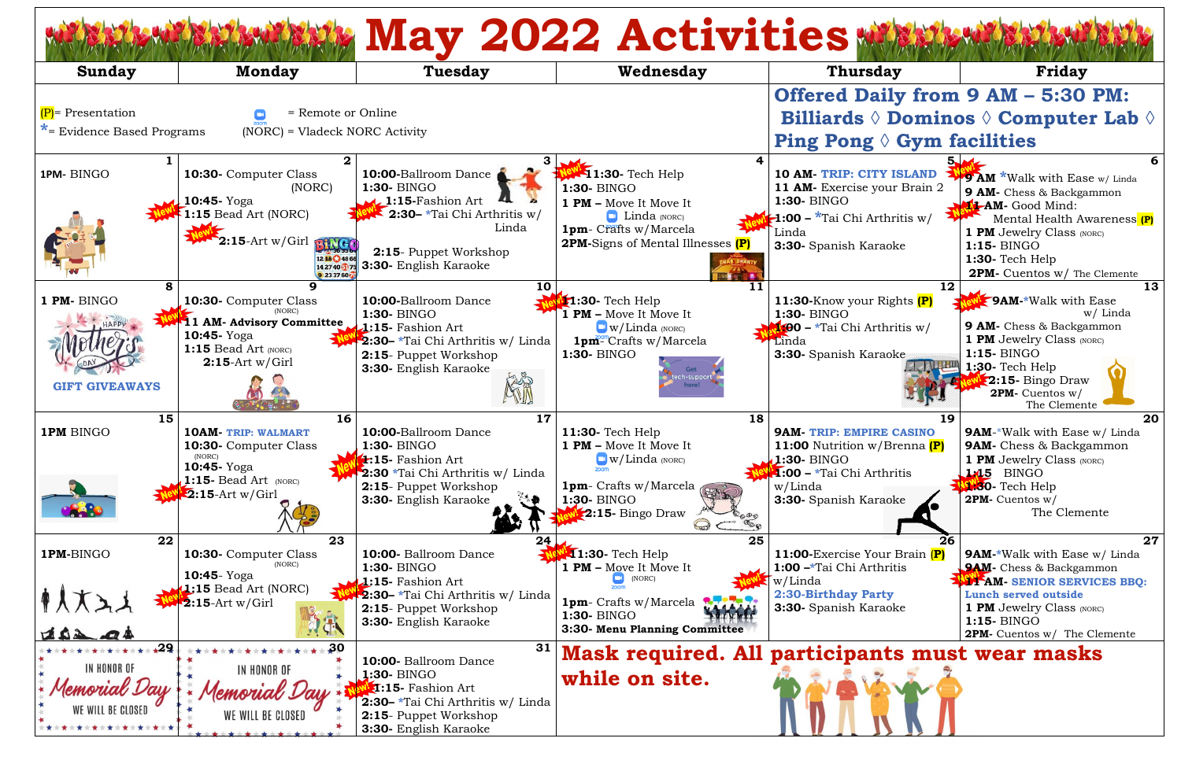# May 2022 Activities

| Sunday | Monday | Tuesday | Wednesday | Thursday | Friday |
|---|---|---|---|---|---|
| (P)= Presentation<br>*= Evidence Based Programs | = Remote or Online<br>(NORC) = Vladeck NORC Activity | | | **Offered Daily from 9 AM – 5:30 PM: Billiards ◊ Dominos ◊ Computer Lab ◊ Ping Pong ◊ Gym facilities** | |
| **1**<br>1PM- BINGO | **2**<br>10:30- Computer Class (NORC)<br>10:45- Yoga<br>New! 1:15 Bead Art (NORC)<br>New! 2:15-Art w/Girl | **3**<br>10:00-Ballroom Dance<br>1:30- BINGO<br>1:15-Fashion Art<br>New! 2:30– *Tai Chi Arthritis w/ Linda<br>2:15- Puppet Workshop<br>3:30- English Karaoke | **4**<br>New! 11:30- Tech Help<br>1:30- BINGO<br>1 PM – Move It Move It Linda (NORC)<br>1pm- Crafts w/Marcela<br>2PM-Signs of Mental Illnesses (P) | **5**<br>10 AM- TRIP: CITY ISLAND<br>11 AM- Exercise your Brain 2<br>1:30- BINGO<br>New! 1:00 – *Tai Chi Arthritis w/ Linda<br>3:30- Spanish Karaoke | **6**<br>New! 9 AM *Walk with Ease w/ Linda<br>9 AM- Chess & Backgammon<br>New! 11 AM- Good Mind: Mental Health Awareness (P)<br>1 PM Jewelry Class (NORC)<br>1:15- BINGO<br>1:30- Tech Help<br>2PM- Cuentos w/ The Clemente |
| **8**<br>1 PM- BINGO<br>HAPPY Mother's DAY<br>GIFT GIVEAWAYS | **9**<br>10:30- Computer Class (NORC)<br>New! 11 AM- Advisory Committee<br>10:45- Yoga<br>1:15 Bead Art (NORC)<br>2:15-Art w/Girl | **10**<br>10:00-Ballroom Dance<br>1:30- BINGO<br>1:15- Fashion Art<br>New! 2:30– *Tai Chi Arthritis w/ Linda<br>2:15- Puppet Workshop<br>3:30- English Karaoke | **11**<br>New! 11:30- Tech Help<br>1 PM – Move It Move It w/Linda (NORC)<br>1pm- Crafts w/Marcela<br>1:30- BINGO | **12**<br>11:30-Know your Rights (P)<br>1:30- BINGO<br>New! 1:00 – *Tai Chi Arthritis w/ Linda<br>3:30- Spanish Karaoke | **13**<br>New! 9AM-*Walk with Ease w/ Linda<br>9 AM- Chess & Backgammon<br>1 PM Jewelry Class (NORC)<br>1:15- BINGO<br>1:30- Tech Help<br>New! 2:15- Bingo Draw<br>2PM- Cuentos w/ The Clemente |
| **15**<br>1PM BINGO | **16**<br>10AM- TRIP: WALMART<br>10:30- Computer Class (NORC)<br>10:45- Yoga<br>1:15- Bead Art (NORC)<br>New! 2:15-Art w/Girl | **17**<br>10:00-Ballroom Dance<br>1:30- BINGO<br>New! 1:15- Fashion Art<br>2:30 *Tai Chi Arthritis w/ Linda<br>2:15- Puppet Workshop<br>3:30- English Karaoke | **18**<br>11:30- Tech Help<br>1 PM – Move It Move It w/Linda (NORC)<br>1pm- Crafts w/Marcela<br>1:30- BINGO<br>New! 2:15- Bingo Draw | **19**<br>9AM- TRIP: EMPIRE CASINO<br>11:00 Nutrition w/Brenna (P)<br>1:30- BINGO<br>New! 1:00 – *Tai Chi Arthritis w/Linda<br>3:30- Spanish Karaoke | **20**<br>9AM-*Walk with Ease w/ Linda<br>9AM- Chess & Backgammon<br>1 PM Jewelry Class (NORC)<br>1:15 BINGO<br>New! 1:30- Tech Help<br>2PM- Cuentos w/ The Clemente |
| **22**<br>1PM-BINGO | **23**<br>10:30- Computer Class (NORC)<br>10:45- Yoga<br>New! 1:15 Bead Art (NORC)<br>2:15-Art w/Girl | **24**<br>10:00- Ballroom Dance<br>1:30- BINGO<br>1:15- Fashion Art<br>New! 2:30- *Tai Chi Arthritis w/ Linda<br>2:15- Puppet Workshop<br>3:30- English Karaoke | **25**<br>New! 11:30- Tech Help<br>1 PM – Move It Move It (NORC)<br>New! 1pm- Crafts w/Marcela<br>1:30- BINGO<br>3:30- Menu Planning Committee | **26**<br>11:00-Exercise Your Brain (P)<br>1:00 –*Tai Chi Arthritis w/Linda<br>2:30-Birthday Party<br>3:30- Spanish Karaoke | **27**<br>9AM-*Walk with Ease w/ Linda<br>9AM- Chess & Backgammon<br>New! 11 AM- SENIOR SERVICES BBQ: Lunch served outside<br>1 PM Jewelry Class (NORC)<br>1:15- BINGO<br>2PM- Cuentos w/ The Clemente |
| **29**<br>IN HONOR OF Memorial Day WE WILL BE CLOSED | **30**<br>IN HONOR OF Memorial Day WE WILL BE CLOSED | **31**<br>10:00- Ballroom Dance<br>1:30- BINGO<br>New! 1:15- Fashion Art<br>2:30– *Tai Chi Arthritis w/ Linda<br>2:15- Puppet Workshop<br>3:30- English Karaoke | **Mask required. All participants must wear masks while on site.** | | |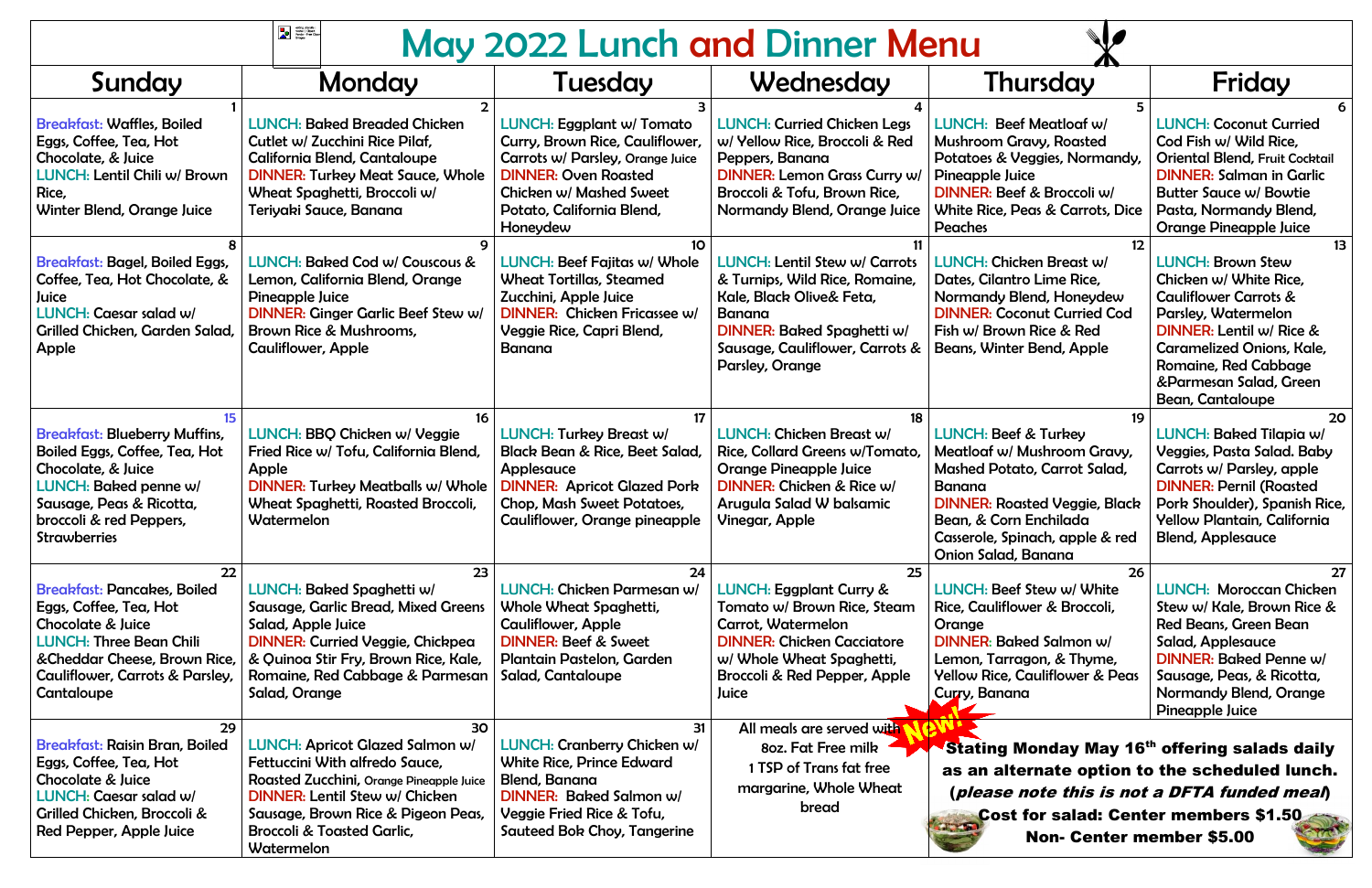# May 2022 Lunch and Dinner Menu

| Sunday | Monday | Tuesday | Wednesday | Thursday | Friday |
|---|---|---|---|---|---|
| **1** Breakfast: Waffles, Boiled Eggs, Coffee, Tea, Hot Chocolate, & Juice LUNCH: Lentil Chili w/ Brown Rice, Winter Blend, Orange Juice | **2** LUNCH: Baked Breaded Chicken Cutlet w/ Zucchini Rice Pilaf, California Blend, Cantaloupe DINNER: Turkey Meat Sauce, Whole Wheat Spaghetti, Broccoli w/ Teriyaki Sauce, Banana | **3** LUNCH: Eggplant w/ Tomato Curry, Brown Rice, Cauliflower, Carrots w/ Parsley, Orange Juice DINNER: Oven Roasted Chicken w/ Mashed Sweet Potato, California Blend, Honeydew | **4** LUNCH: Curried Chicken Legs w/ Yellow Rice, Broccoli & Red Peppers, Banana DINNER: Lemon Grass Curry w/ Broccoli & Tofu, Brown Rice, Normandy Blend, Orange Juice | **5** LUNCH: Beef Meatloaf w/ Mushroom Gravy, Roasted Potatoes & Veggies, Normandy, Pineapple Juice DINNER: Beef & Broccoli w/ White Rice, Peas & Carrots, Dice Peaches | **6** LUNCH: Coconut Curried Cod Fish w/ Wild Rice, Oriental Blend, Fruit Cocktail DINNER: Salman in Garlic Butter Sauce w/ Bowtie Pasta, Normandy Blend, Orange Pineapple Juice |
| **8** Breakfast: Bagel, Boiled Eggs, Coffee, Tea, Hot Chocolate, & Juice LUNCH: Caesar salad w/ Grilled Chicken, Garden Salad, Apple | **9** LUNCH: Baked Cod w/ Couscous & Lemon, California Blend, Orange Pineapple Juice DINNER: Ginger Garlic Beef Stew w/ Brown Rice & Mushrooms, Cauliflower, Apple | **10** LUNCH: Beef Fajitas w/ Whole Wheat Tortillas, Steamed Zucchini, Apple Juice DINNER: Chicken Fricassee w/ Veggie Rice, Capri Blend, Banana | **11** LUNCH: Lentil Stew w/ Carrots & Turnips, Wild Rice, Romaine, Kale, Black Olive& Feta, Banana DINNER: Baked Spaghetti w/ Sausage, Cauliflower, Carrots & Parsley, Orange | **12** LUNCH: Chicken Breast w/ Dates, Cilantro Lime Rice, Normandy Blend, Honeydew DINNER: Coconut Curried Cod Fish w/ Brown Rice & Red Beans, Winter Bend, Apple | **13** LUNCH: Brown Stew Chicken w/ White Rice, Cauliflower Carrots & Parsley, Watermelon DINNER: Lentil w/ Rice & Caramelized Onions, Kale, Romaine, Red Cabbage &Parmesan Salad, Green Bean, Cantaloupe |
| **15** Breakfast: Blueberry Muffins, Boiled Eggs, Coffee, Tea, Hot Chocolate, & Juice LUNCH: Baked penne w/ Sausage, Peas & Ricotta, broccoli & red Peppers, Strawberries | **16** LUNCH: BBQ Chicken w/ Veggie Fried Rice w/ Tofu, California Blend, Apple DINNER: Turkey Meatballs w/ Whole Wheat Spaghetti, Roasted Broccoli, Watermelon | **17** LUNCH: Turkey Breast w/ Black Bean & Rice, Beet Salad, Applesauce DINNER: Apricot Glazed Pork Chop, Mash Sweet Potatoes, Cauliflower, Orange pineapple | **18** LUNCH: Chicken Breast w/ Rice, Collard Greens w/Tomato, Orange Pineapple Juice DINNER: Chicken & Rice w/ Arugula Salad W balsamic Vinegar, Apple | **19** LUNCH: Beef & Turkey Meatloaf w/ Mushroom Gravy, Mashed Potato, Carrot Salad, Banana DINNER: Roasted Veggie, Black Bean, & Corn Enchilada Casserole, Spinach, apple & red Onion Salad, Banana | **20** LUNCH: Baked Tilapia w/ Veggies, Pasta Salad. Baby Carrots w/ Parsley, apple DINNER: Pernil (Roasted Pork Shoulder), Spanish Rice, Yellow Plantain, California Blend, Applesauce |
| **22** Breakfast: Pancakes, Boiled Eggs, Coffee, Tea, Hot Chocolate & Juice LUNCH: Three Bean Chili &Cheddar Cheese, Brown Rice, Cauliflower, Carrots & Parsley, Cantaloupe | **23** LUNCH: Baked Spaghetti w/ Sausage, Garlic Bread, Mixed Greens Salad, Apple Juice DINNER: Curried Veggie, Chickpea & Quinoa Stir Fry, Brown Rice, Kale, Romaine, Red Cabbage & Parmesan Salad, Orange | **24** LUNCH: Chicken Parmesan w/ Whole Wheat Spaghetti, Cauliflower, Apple DINNER: Beef & Sweet Plantain Pastelon, Garden Salad, Cantaloupe | **25** LUNCH: Eggplant Curry & Tomato w/ Brown Rice, Steam Carrot, Watermelon DINNER: Chicken Cacciatore w/ Whole Wheat Spaghetti, Broccoli & Red Pepper, Apple Juice | **26** LUNCH: Beef Stew w/ White Rice, Cauliflower & Broccoli, Orange DINNER: Baked Salmon w/ Lemon, Tarragon, & Thyme, Yellow Rice, Cauliflower & Peas Curry, Banana | **27** LUNCH: Moroccan Chicken Stew w/ Kale, Brown Rice & Red Beans, Green Bean Salad, Applesauce DINNER: Baked Penne w/ Sausage, Peas, & Ricotta, Normandy Blend, Orange Pineapple Juice |
| **29** Breakfast: Raisin Bran, Boiled Eggs, Coffee, Tea, Hot Chocolate & Juice LUNCH: Caesar salad w/ Grilled Chicken, Broccoli & Red Pepper, Apple Juice | **30** LUNCH: Apricot Glazed Salmon w/ Fettuccini With alfredo Sauce, Roasted Zucchini, Orange Pineapple Juice DINNER: Lentil Stew w/ Chicken Sausage, Brown Rice & Pigeon Peas, Broccoli & Toasted Garlic, Watermelon | **31** LUNCH: Cranberry Chicken w/ White Rice, Prince Edward Blend, Banana DINNER: Baked Salmon w/ Veggie Fried Rice & Tofu, Sauteed Bok Choy, Tangerine | All meals are served with 8oz. Fat Free milk 1 TSP of Trans fat free margarine, Whole Wheat bread | | |

New! **Stating Monday May 16th offering salads daily as an alternate option to the scheduled lunch.**
**(*please note this is not a DFTA funded meal*)**
**Cost for salad: Center members $1.50**
**Non- Center member $5.00**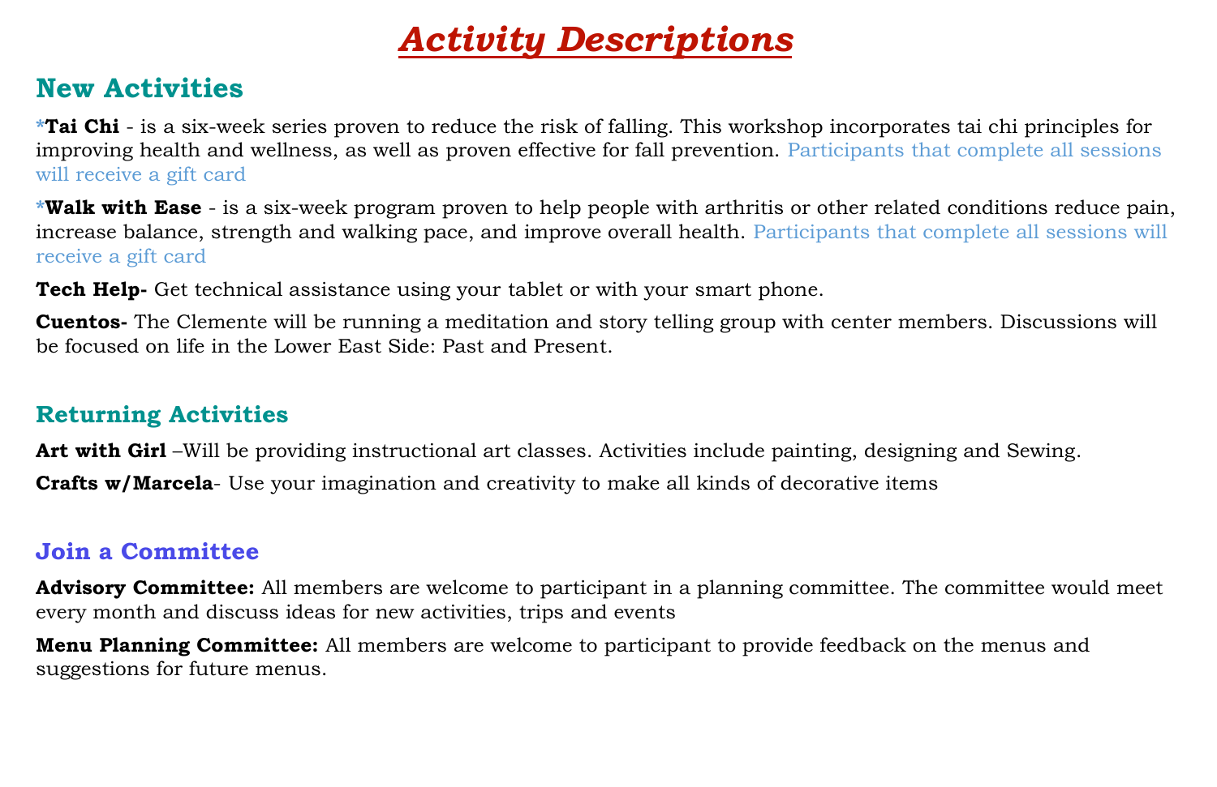# ***Activity Descriptions***

## New Activities

***Tai Chi** - is a six-week series proven to reduce the risk of falling. This workshop incorporates tai chi principles for improving health and wellness, as well as proven effective for fall prevention. Participants that complete all sessions will receive a gift card

***Walk with Ease** - is a six-week program proven to help people with arthritis or other related conditions reduce pain, increase balance, strength and walking pace, and improve overall health. Participants that complete all sessions will receive a gift card

**Tech Help-** Get technical assistance using your tablet or with your smart phone.

**Cuentos-** The Clemente will be running a meditation and story telling group with center members. Discussions will be focused on life in the Lower East Side: Past and Present.

## Returning Activities

**Art with Girl** –Will be providing instructional art classes. Activities include painting, designing and Sewing.

**Crafts w/Marcela**- Use your imagination and creativity to make all kinds of decorative items

## Join a Committee

**Advisory Committee:** All members are welcome to participant in a planning committee. The committee would meet every month and discuss ideas for new activities, trips and events

**Menu Planning Committee:** All members are welcome to participant to provide feedback on the menus and suggestions for future menus.